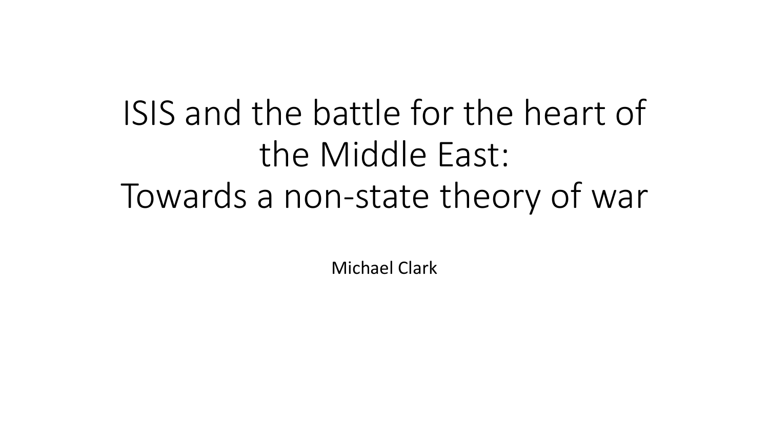# ISIS and the battle for the heart of the Middle East: Towards a non-state theory of war

Michael Clark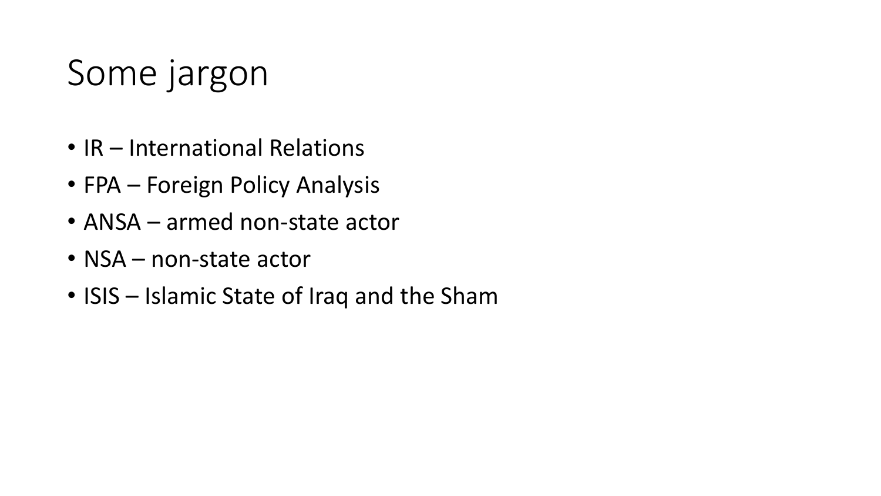# Some jargon

- IR – International Relations
- FPA – Foreign Policy Analysis
- ANSA – armed non-state actor
- NSA – non-state actor
- ISIS – Islamic State of Iraq and the Sham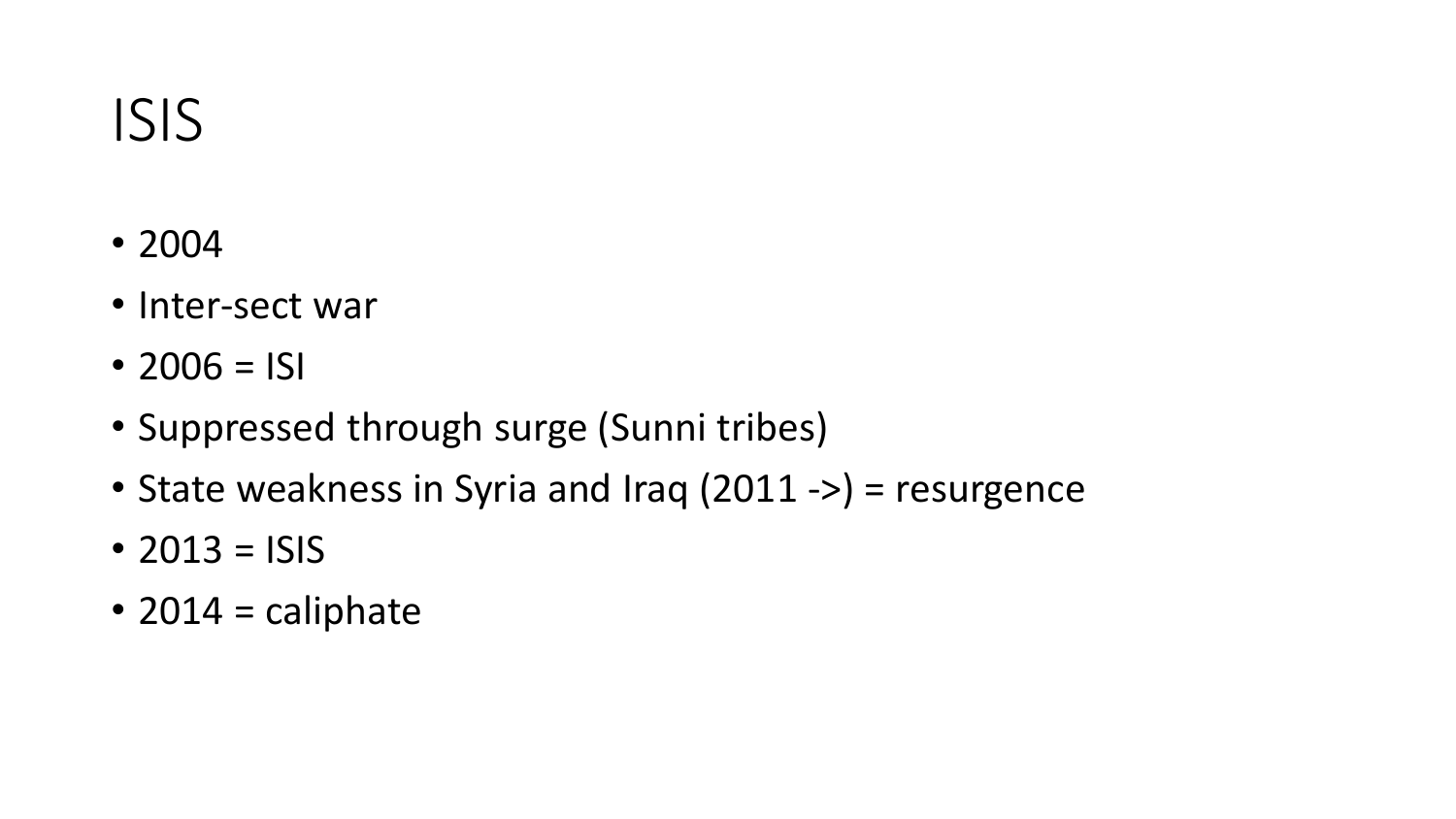# ISIS

- 2004
- Inter-sect war
- 2006 = ISI
- Suppressed through surge (Sunni tribes)
- State weakness in Syria and Iraq (2011 ->) = resurgence
- 2013 = ISIS
- 2014 = caliphate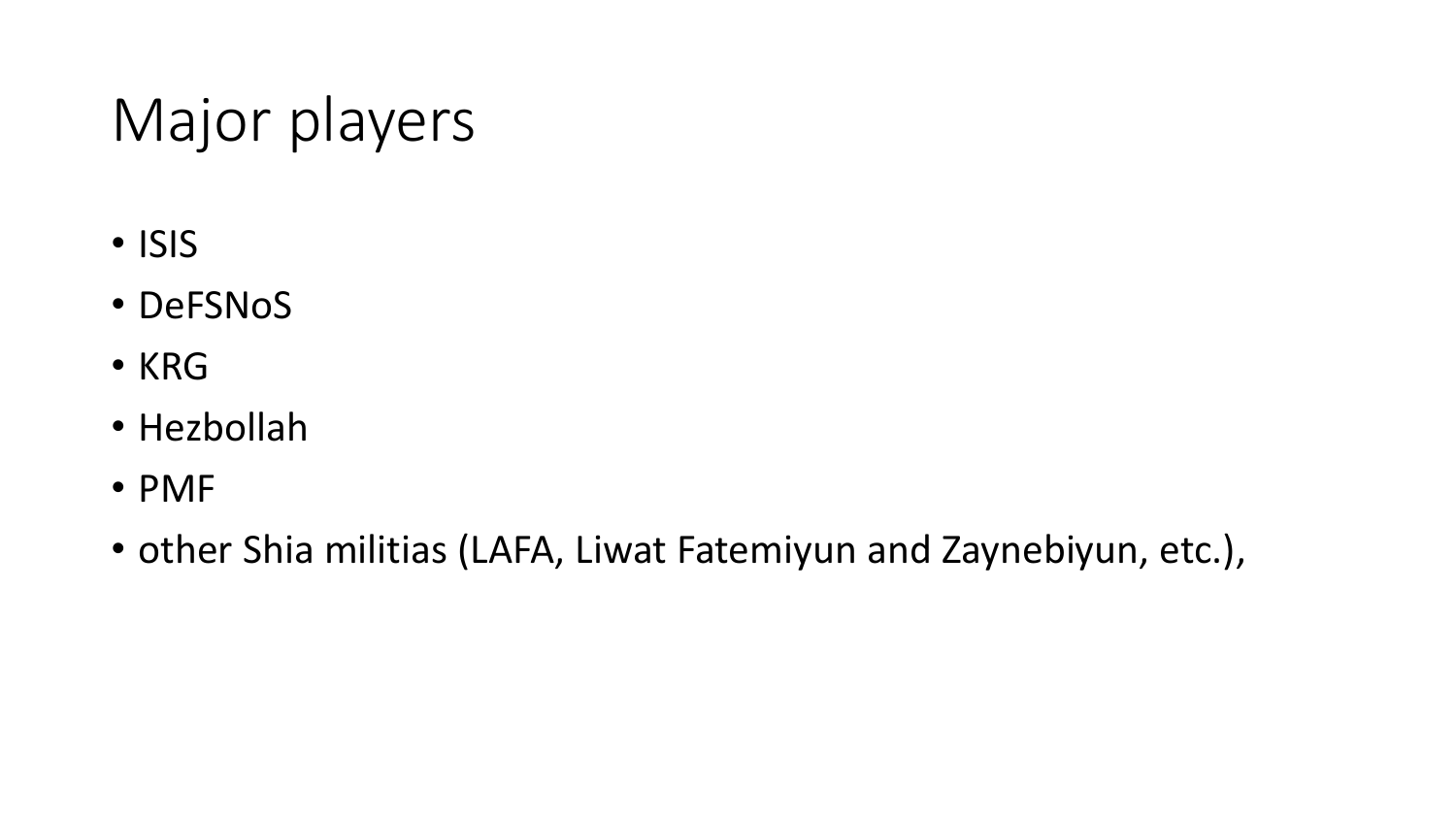# Major players

- ISIS
- DeFSNoS
- KRG
- Hezbollah
- PMF
- other Shia militias (LAFA, Liwat Fatemiyun and Zaynebiyun, etc.),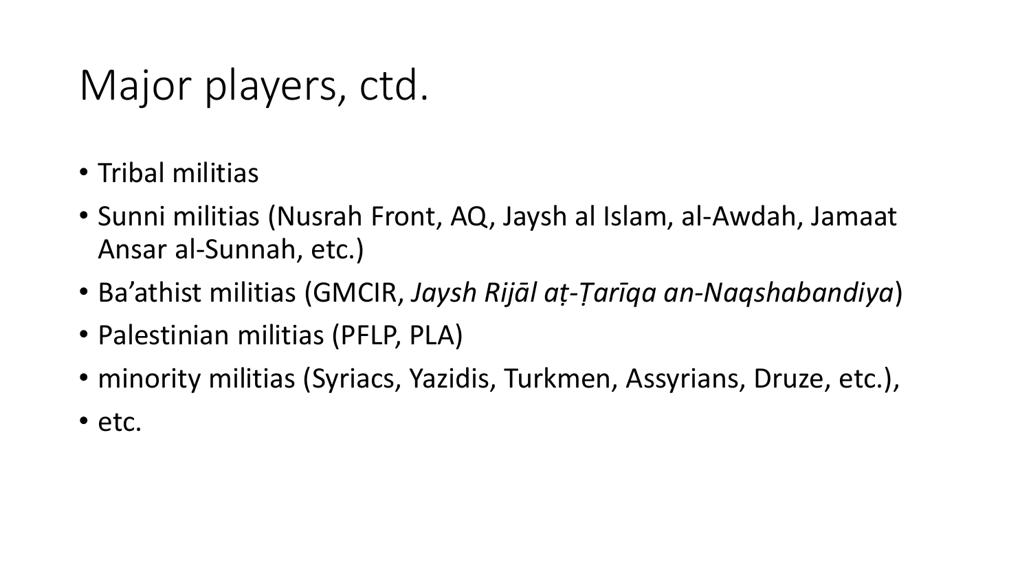# Major players, ctd.

- Tribal militias
- Sunni militias (Nusrah Front, AQ, Jaysh al Islam, al-Awdah, Jamaat Ansar al-Sunnah, etc.)
- Ba'athist militias (GMCIR, *Jaysh Rijāl aṭ-Ṭarīqa an-Naqshabandiya*)
- Palestinian militias (PFLP, PLA)
- minority militias (Syriacs, Yazidis, Turkmen, Assyrians, Druze, etc.),
- etc.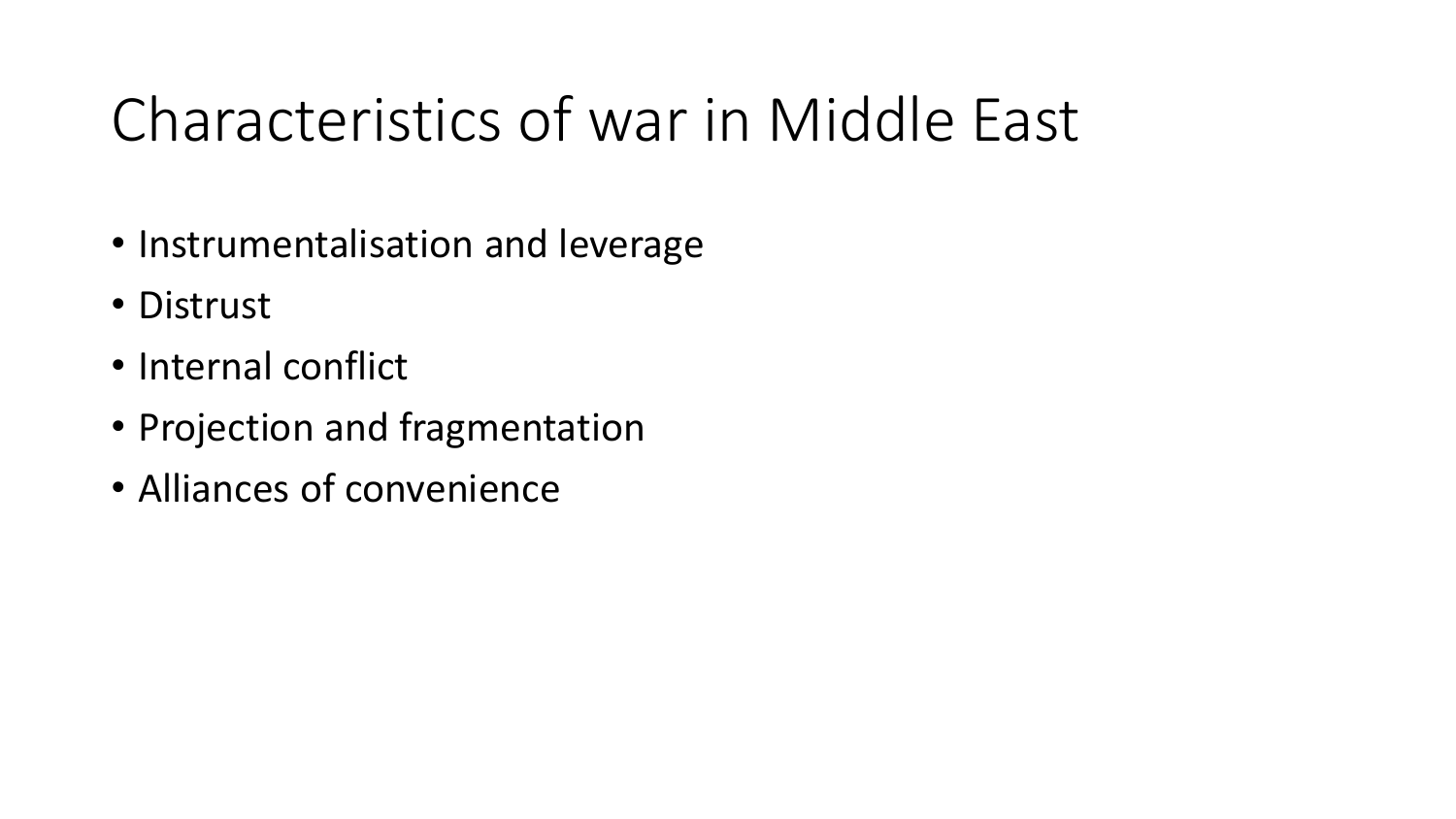# Characteristics of war in Middle East

- Instrumentalisation and leverage
- Distrust
- Internal conflict
- Projection and fragmentation
- Alliances of convenience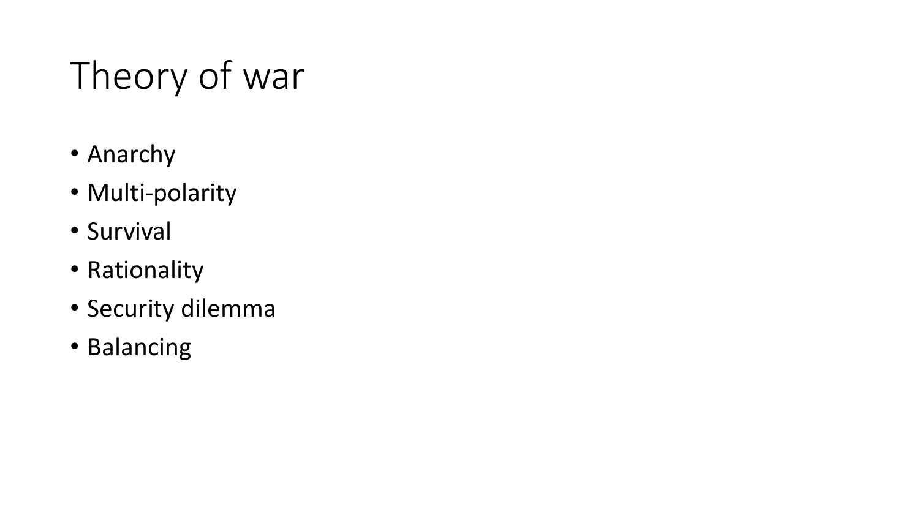# Theory of war

- Anarchy
- Multi-polarity
- Survival
- Rationality
- Security dilemma
- Balancing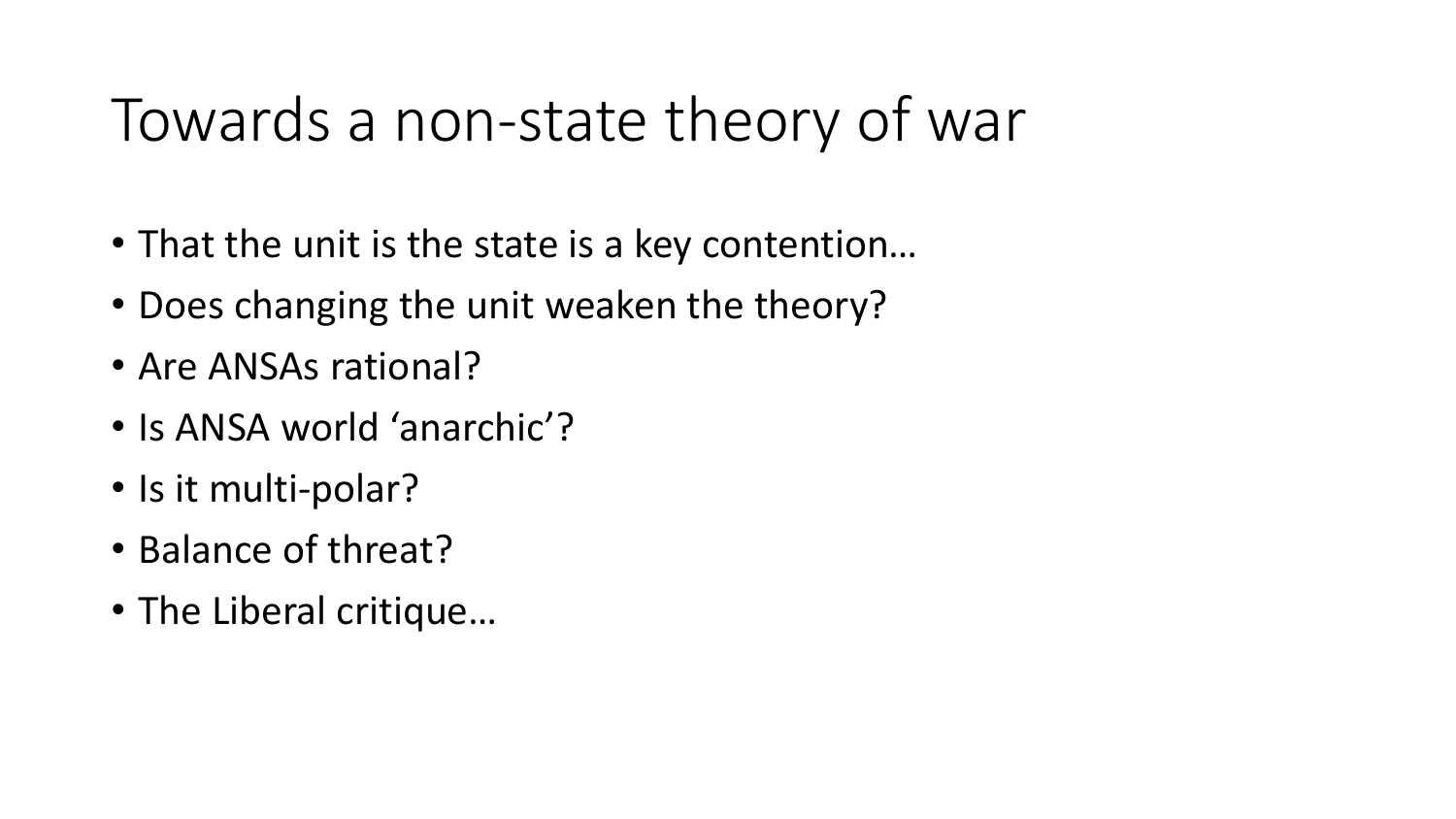# Towards a non-state theory of war

- That the unit is the state is a key contention…
- Does changing the unit weaken the theory?
- Are ANSAs rational?
- Is ANSA world 'anarchic'?
- Is it multi-polar?
- Balance of threat?
- The Liberal critique…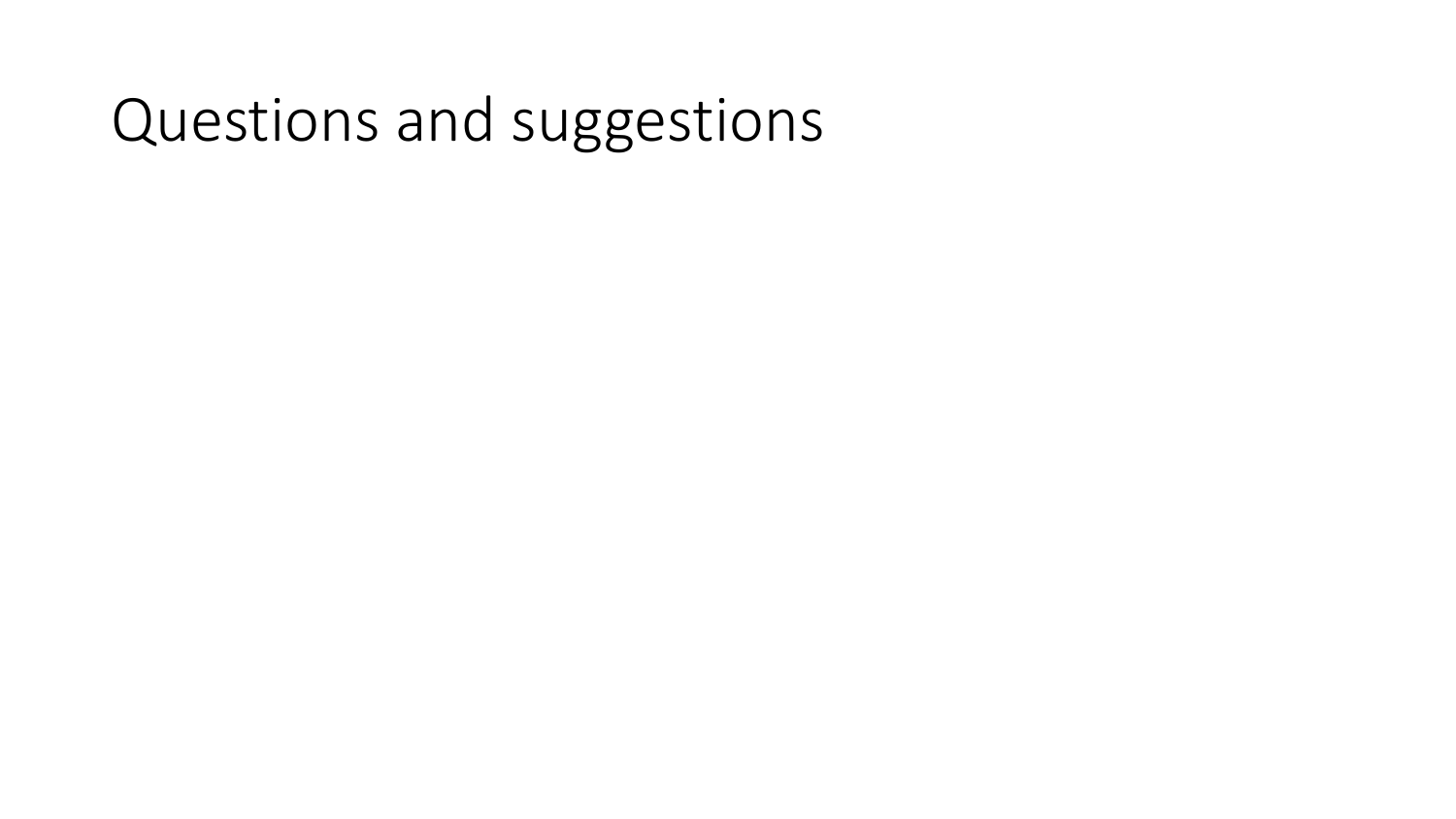# Questions and suggestions